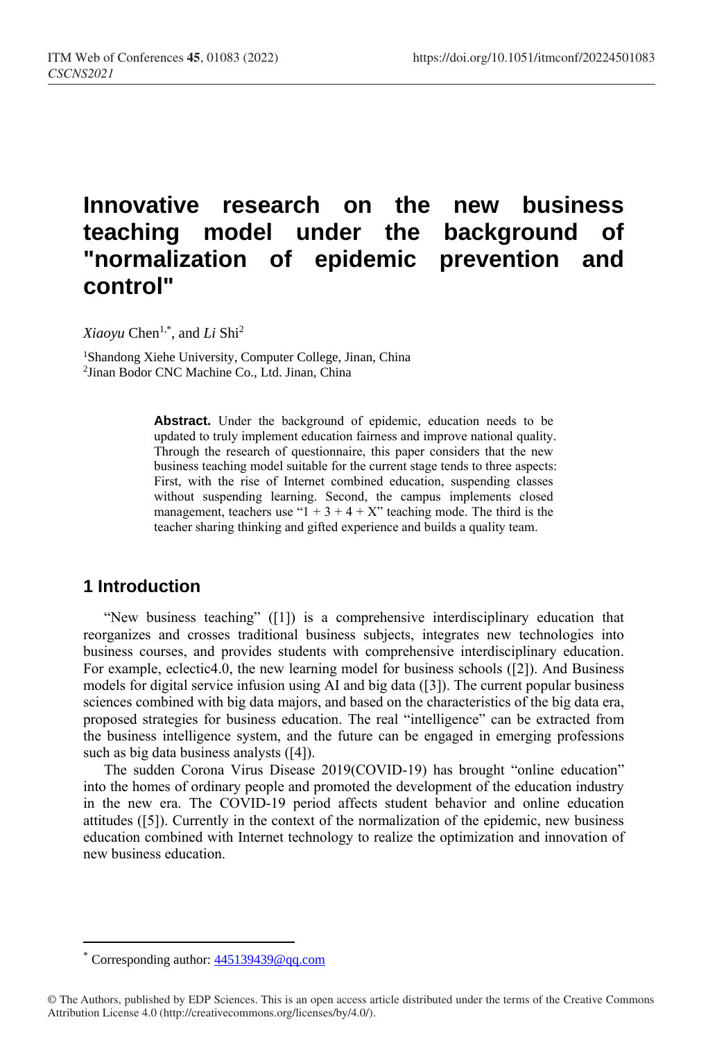# Innovative research on the new business teaching model under the background of "normalization of epidemic prevention and control"

*Xiaoyu* Chen[1,*], and *Li* Shi[2]

[1]Shandong Xiehe University, Computer College, Jinan, China
[2]Jinan Bodor CNC Machine Co., Ltd. Jinan, China

**Abstract.** Under the background of epidemic, education needs to be updated to truly implement education fairness and improve national quality. Through the research of questionnaire, this paper considers that the new business teaching model suitable for the current stage tends to three aspects: First, with the rise of Internet combined education, suspending classes without suspending learning. Second, the campus implements closed management, teachers use "1 + 3 + 4 + X" teaching mode. The third is the teacher sharing thinking and gifted experience and builds a quality team.

## 1 Introduction

"New business teaching" ([1]) is a comprehensive interdisciplinary education that reorganizes and crosses traditional business subjects, integrates new technologies into business courses, and provides students with comprehensive interdisciplinary education. For example, eclectic4.0, the new learning model for business schools ([2]). And Business models for digital service infusion using AI and big data ([3]). The current popular business sciences combined with big data majors, and based on the characteristics of the big data era, proposed strategies for business education. The real "intelligence" can be extracted from the business intelligence system, and the future can be engaged in emerging professions such as big data business analysts ([4]).

The sudden Corona Virus Disease 2019(COVID-19) has brought "online education" into the homes of ordinary people and promoted the development of the education industry in the new era. The COVID-19 period affects student behavior and online education attitudes ([5]). Currently in the context of the normalization of the epidemic, new business education combined with Internet technology to realize the optimization and innovation of new business education.

* Corresponding author: 445139439@qq.com

© The Authors, published by EDP Sciences. This is an open access article distributed under the terms of the Creative Commons Attribution License 4.0 (http://creativecommons.org/licenses/by/4.0/).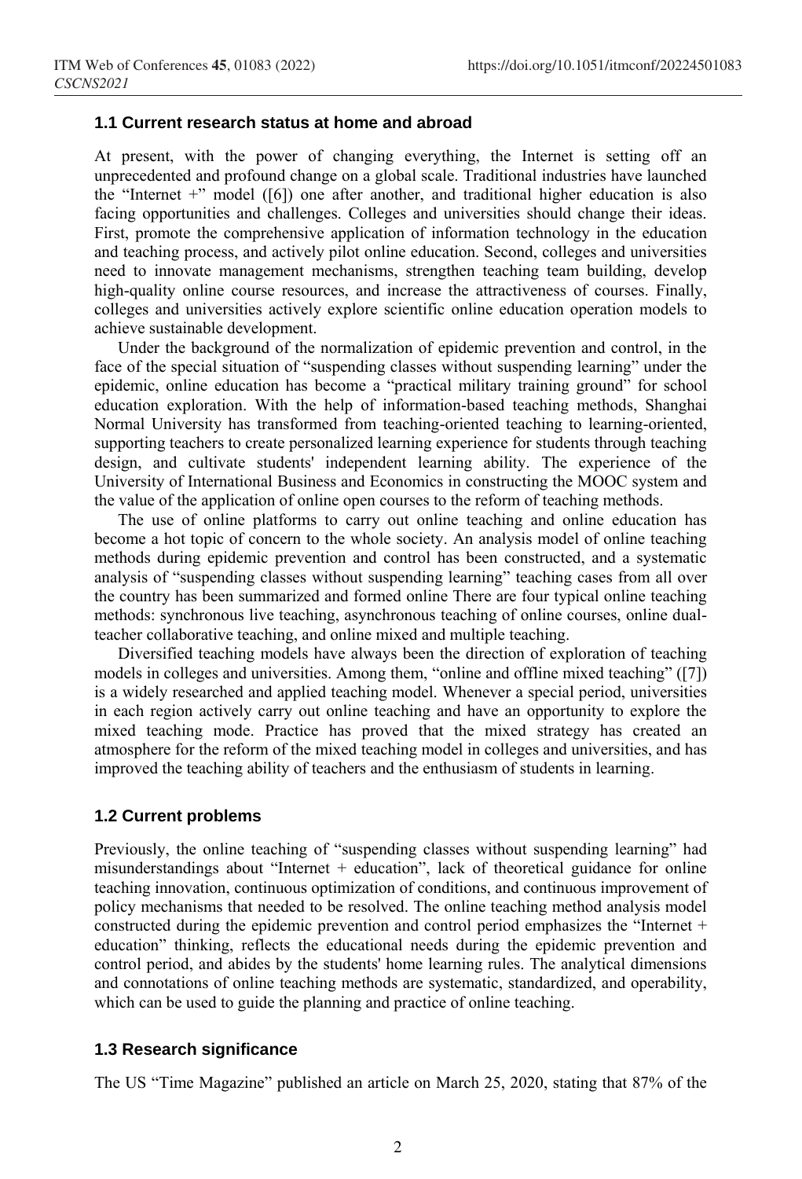### 1.1 Current research status at home and abroad

At present, with the power of changing everything, the Internet is setting off an unprecedented and profound change on a global scale. Traditional industries have launched the "Internet +" model ([6]) one after another, and traditional higher education is also facing opportunities and challenges. Colleges and universities should change their ideas. First, promote the comprehensive application of information technology in the education and teaching process, and actively pilot online education. Second, colleges and universities need to innovate management mechanisms, strengthen teaching team building, develop high-quality online course resources, and increase the attractiveness of courses. Finally, colleges and universities actively explore scientific online education operation models to achieve sustainable development.

Under the background of the normalization of epidemic prevention and control, in the face of the special situation of "suspending classes without suspending learning" under the epidemic, online education has become a "practical military training ground" for school education exploration. With the help of information-based teaching methods, Shanghai Normal University has transformed from teaching-oriented teaching to learning-oriented, supporting teachers to create personalized learning experience for students through teaching design, and cultivate students' independent learning ability. The experience of the University of International Business and Economics in constructing the MOOC system and the value of the application of online open courses to the reform of teaching methods.

The use of online platforms to carry out online teaching and online education has become a hot topic of concern to the whole society. An analysis model of online teaching methods during epidemic prevention and control has been constructed, and a systematic analysis of "suspending classes without suspending learning" teaching cases from all over the country has been summarized and formed online There are four typical online teaching methods: synchronous live teaching, asynchronous teaching of online courses, online dual-teacher collaborative teaching, and online mixed and multiple teaching.

Diversified teaching models have always been the direction of exploration of teaching models in colleges and universities. Among them, "online and offline mixed teaching" ([7]) is a widely researched and applied teaching model. Whenever a special period, universities in each region actively carry out online teaching and have an opportunity to explore the mixed teaching mode. Practice has proved that the mixed strategy has created an atmosphere for the reform of the mixed teaching model in colleges and universities, and has improved the teaching ability of teachers and the enthusiasm of students in learning.

### 1.2 Current problems

Previously, the online teaching of "suspending classes without suspending learning" had misunderstandings about "Internet + education", lack of theoretical guidance for online teaching innovation, continuous optimization of conditions, and continuous improvement of policy mechanisms that needed to be resolved. The online teaching method analysis model constructed during the epidemic prevention and control period emphasizes the "Internet + education" thinking, reflects the educational needs during the epidemic prevention and control period, and abides by the students' home learning rules. The analytical dimensions and connotations of online teaching methods are systematic, standardized, and operability, which can be used to guide the planning and practice of online teaching.

### 1.3 Research significance

The US "Time Magazine" published an article on March 25, 2020, stating that 87% of the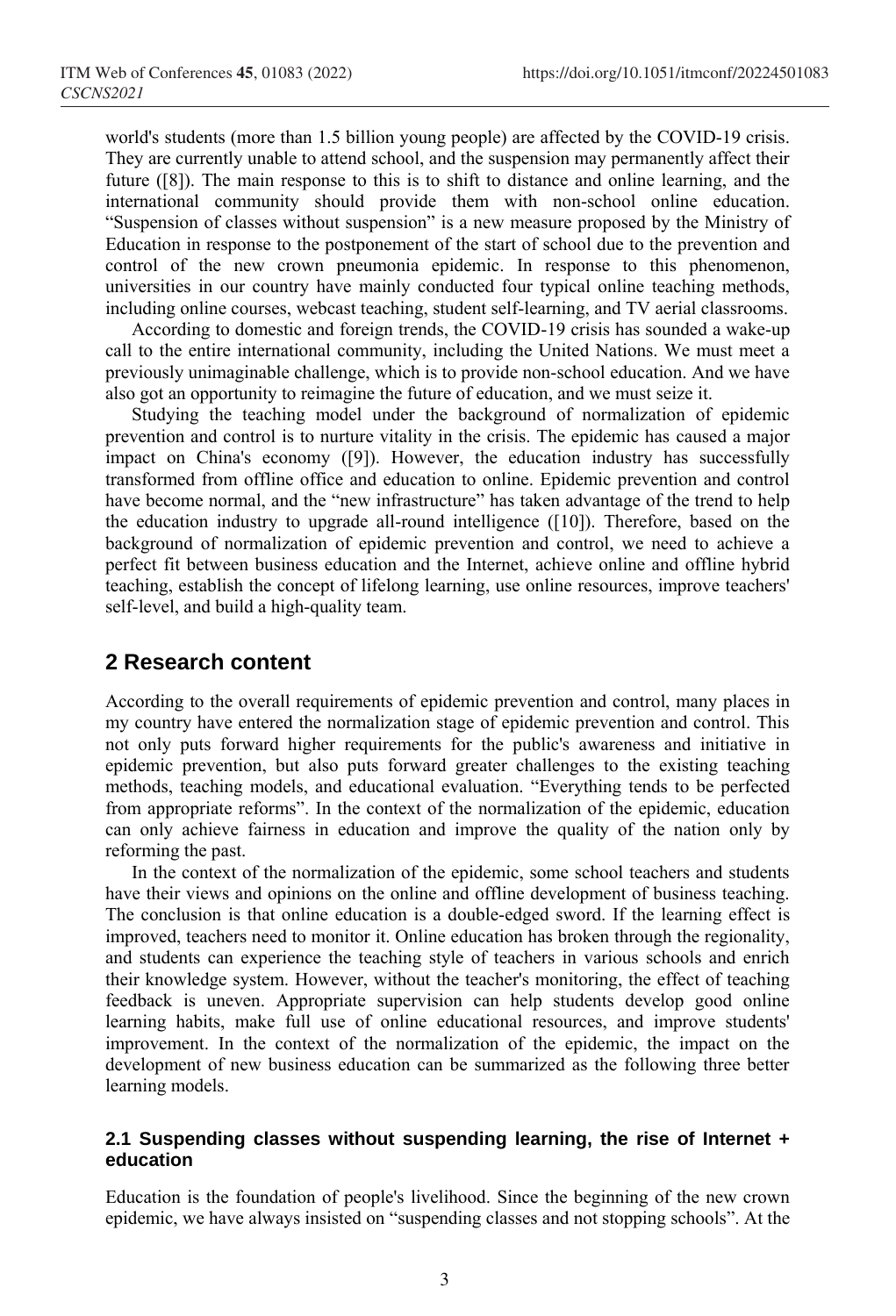world's students (more than 1.5 billion young people) are affected by the COVID-19 crisis. They are currently unable to attend school, and the suspension may permanently affect their future ([8]). The main response to this is to shift to distance and online learning, and the international community should provide them with non-school online education. "Suspension of classes without suspension" is a new measure proposed by the Ministry of Education in response to the postponement of the start of school due to the prevention and control of the new crown pneumonia epidemic. In response to this phenomenon, universities in our country have mainly conducted four typical online teaching methods, including online courses, webcast teaching, student self-learning, and TV aerial classrooms.

According to domestic and foreign trends, the COVID-19 crisis has sounded a wake-up call to the entire international community, including the United Nations. We must meet a previously unimaginable challenge, which is to provide non-school education. And we have also got an opportunity to reimagine the future of education, and we must seize it.

Studying the teaching model under the background of normalization of epidemic prevention and control is to nurture vitality in the crisis. The epidemic has caused a major impact on China's economy ([9]). However, the education industry has successfully transformed from offline office and education to online. Epidemic prevention and control have become normal, and the "new infrastructure" has taken advantage of the trend to help the education industry to upgrade all-round intelligence ([10]). Therefore, based on the background of normalization of epidemic prevention and control, we need to achieve a perfect fit between business education and the Internet, achieve online and offline hybrid teaching, establish the concept of lifelong learning, use online resources, improve teachers' self-level, and build a high-quality team.

## 2 Research content

According to the overall requirements of epidemic prevention and control, many places in my country have entered the normalization stage of epidemic prevention and control. This not only puts forward higher requirements for the public's awareness and initiative in epidemic prevention, but also puts forward greater challenges to the existing teaching methods, teaching models, and educational evaluation. "Everything tends to be perfected from appropriate reforms". In the context of the normalization of the epidemic, education can only achieve fairness in education and improve the quality of the nation only by reforming the past.

In the context of the normalization of the epidemic, some school teachers and students have their views and opinions on the online and offline development of business teaching. The conclusion is that online education is a double-edged sword. If the learning effect is improved, teachers need to monitor it. Online education has broken through the regionality, and students can experience the teaching style of teachers in various schools and enrich their knowledge system. However, without the teacher's monitoring, the effect of teaching feedback is uneven. Appropriate supervision can help students develop good online learning habits, make full use of online educational resources, and improve students' improvement. In the context of the normalization of the epidemic, the impact on the development of new business education can be summarized as the following three better learning models.

### 2.1 Suspending classes without suspending learning, the rise of Internet + education

Education is the foundation of people's livelihood. Since the beginning of the new crown epidemic, we have always insisted on "suspending classes and not stopping schools". At the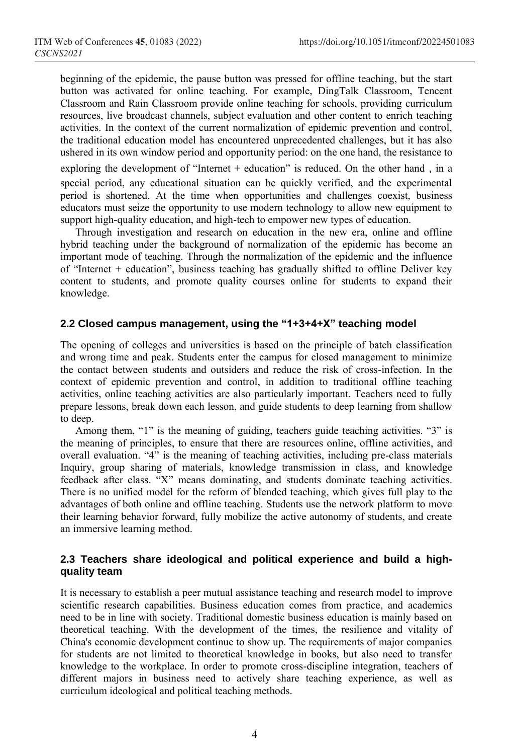beginning of the epidemic, the pause button was pressed for offline teaching, but the start button was activated for online teaching. For example, DingTalk Classroom, Tencent Classroom and Rain Classroom provide online teaching for schools, providing curriculum resources, live broadcast channels, subject evaluation and other content to enrich teaching activities. In the context of the current normalization of epidemic prevention and control, the traditional education model has encountered unprecedented challenges, but it has also ushered in its own window period and opportunity period: on the one hand, the resistance to exploring the development of "Internet + education" is reduced. On the other hand , in a special period, any educational situation can be quickly verified, and the experimental period is shortened. At the time when opportunities and challenges coexist, business educators must seize the opportunity to use modern technology to allow new equipment to support high-quality education, and high-tech to empower new types of education.

Through investigation and research on education in the new era, online and offline hybrid teaching under the background of normalization of the epidemic has become an important mode of teaching. Through the normalization of the epidemic and the influence of "Internet + education", business teaching has gradually shifted to offline Deliver key content to students, and promote quality courses online for students to expand their knowledge.

### 2.2 Closed campus management, using the "1+3+4+X" teaching model

The opening of colleges and universities is based on the principle of batch classification and wrong time and peak. Students enter the campus for closed management to minimize the contact between students and outsiders and reduce the risk of cross-infection. In the context of epidemic prevention and control, in addition to traditional offline teaching activities, online teaching activities are also particularly important. Teachers need to fully prepare lessons, break down each lesson, and guide students to deep learning from shallow to deep.

Among them, "1" is the meaning of guiding, teachers guide teaching activities. "3" is the meaning of principles, to ensure that there are resources online, offline activities, and overall evaluation. "4" is the meaning of teaching activities, including pre-class materials Inquiry, group sharing of materials, knowledge transmission in class, and knowledge feedback after class. "X" means dominating, and students dominate teaching activities. There is no unified model for the reform of blended teaching, which gives full play to the advantages of both online and offline teaching. Students use the network platform to move their learning behavior forward, fully mobilize the active autonomy of students, and create an immersive learning method.

### 2.3 Teachers share ideological and political experience and build a high-quality team

It is necessary to establish a peer mutual assistance teaching and research model to improve scientific research capabilities. Business education comes from practice, and academics need to be in line with society. Traditional domestic business education is mainly based on theoretical teaching. With the development of the times, the resilience and vitality of China's economic development continue to show up. The requirements of major companies for students are not limited to theoretical knowledge in books, but also need to transfer knowledge to the workplace. In order to promote cross-discipline integration, teachers of different majors in business need to actively share teaching experience, as well as curriculum ideological and political teaching methods.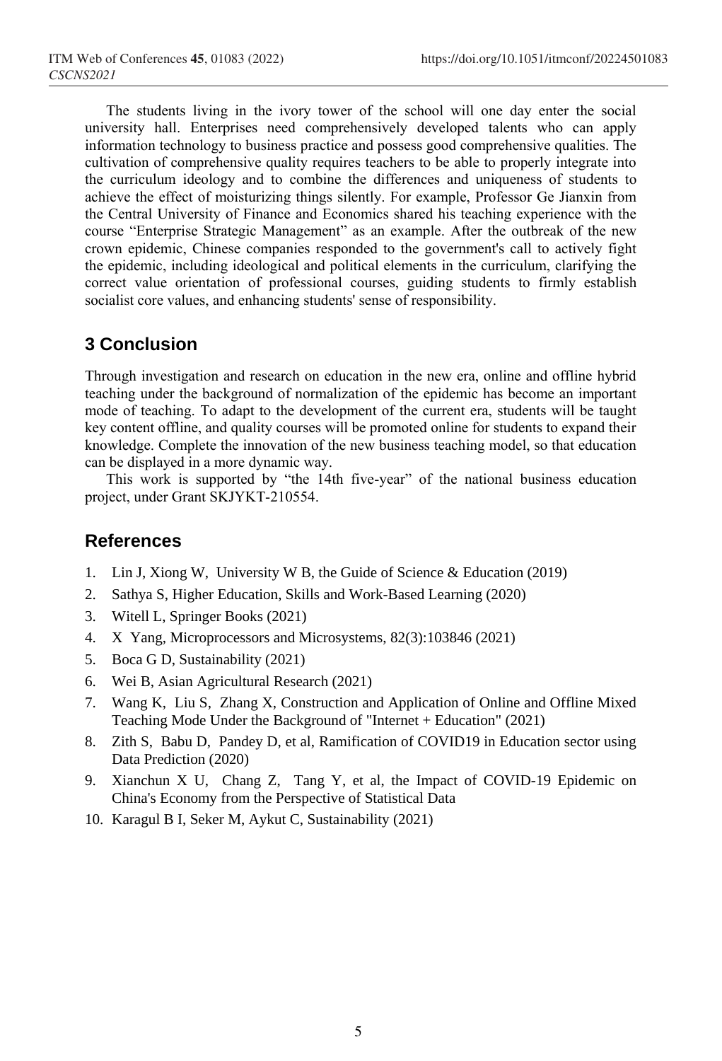The students living in the ivory tower of the school will one day enter the social university hall. Enterprises need comprehensively developed talents who can apply information technology to business practice and possess good comprehensive qualities. The cultivation of comprehensive quality requires teachers to be able to properly integrate into the curriculum ideology and to combine the differences and uniqueness of students to achieve the effect of moisturizing things silently. For example, Professor Ge Jianxin from the Central University of Finance and Economics shared his teaching experience with the course "Enterprise Strategic Management" as an example. After the outbreak of the new crown epidemic, Chinese companies responded to the government's call to actively fight the epidemic, including ideological and political elements in the curriculum, clarifying the correct value orientation of professional courses, guiding students to firmly establish socialist core values, and enhancing students' sense of responsibility.

## 3 Conclusion

Through investigation and research on education in the new era, online and offline hybrid teaching under the background of normalization of the epidemic has become an important mode of teaching. To adapt to the development of the current era, students will be taught key content offline, and quality courses will be promoted online for students to expand their knowledge. Complete the innovation of the new business teaching model, so that education can be displayed in a more dynamic way.

This work is supported by "the 14th five-year" of the national business education project, under Grant SKJYKT-210554.

## References

1. Lin J, Xiong W, University W B, the Guide of Science & Education (2019)
2. Sathya S, Higher Education, Skills and Work-Based Learning (2020)
3. Witell L, Springer Books (2021)
4. X Yang, Microprocessors and Microsystems, 82(3):103846 (2021)
5. Boca G D, Sustainability (2021)
6. Wei B, Asian Agricultural Research (2021)
7. Wang K, Liu S, Zhang X, Construction and Application of Online and Offline Mixed Teaching Mode Under the Background of "Internet + Education" (2021)
8. Zith S, Babu D, Pandey D, et al, Ramification of COVID19 in Education sector using Data Prediction (2020)
9. Xianchun X U, Chang Z, Tang Y, et al, the Impact of COVID-19 Epidemic on China's Economy from the Perspective of Statistical Data
10. Karagul B I, Seker M, Aykut C, Sustainability (2021)